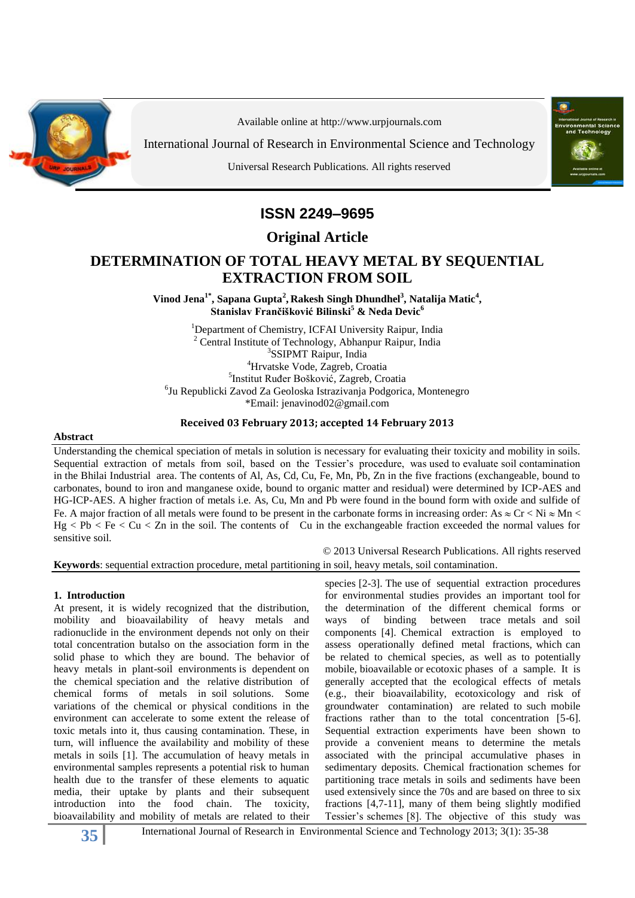Available online at http://www.urpjournals.com

International Journal of Research in Environmental Science and Technology

Universal Research Publications. All rights reserved

**ISSN 2249–9695**

**Original Article**

# DETERMINATION OF TOTAL HEAVY METAL BY SEQUENTIAL EXTRACTION FROM SOIL

**Vinod Jena[1*], Sapana Gupta[2], Rakesh Singh Dhundhel[3], Natalija Matic[4], Stanislav Frančišković Bilinski[5] & Neda Devic[6]**

[1]Department of Chemistry, ICFAI University Raipur, India
[2] Central Institute of Technology, Abhanpur Raipur, India
[3]SSIPMT Raipur, India
[4]Hrvatske Vode, Zagreb, Croatia
[5]Institut Ruđer Bošković, Zagreb, Croatia
[6]Ju Republicki Zavod Za Geoloska Istrazivanja Podgorica, Montenegro
*Email: jenavinod02@gmail.com

**Received 03 February 2013; accepted 14 February 2013**

## Abstract

Understanding the chemical speciation of metals in solution is necessary for evaluating their toxicity and mobility in soils. Sequential extraction of metals from soil, based on the Tessier's procedure, was used to evaluate soil contamination in the Bhilai Industrial area. The contents of Al, As, Cd, Cu, Fe, Mn, Pb, Zn in the five fractions (exchangeable, bound to carbonates, bound to iron and manganese oxide, bound to organic matter and residual) were determined by ICP-AES and HG-ICP-AES. A higher fraction of metals i.e. As, Cu, Mn and Pb were found in the bound form with oxide and sulfide of Fe. A major fraction of all metals were found to be present in the carbonate forms in increasing order: As ≈ Cr < Ni ≈ Mn < Hg < Pb < Fe < Cu < Zn in the soil. The contents of Cu in the exchangeable fraction exceeded the normal values for sensitive soil.

© 2013 Universal Research Publications. All rights reserved

**Keywords**: sequential extraction procedure, metal partitioning in soil, heavy metals, soil contamination.

## 1. Introduction

At present, it is widely recognized that the distribution, mobility and bioavailability of heavy metals and radionuclide in the environment depends not only on their total concentration butalso on the association form in the solid phase to which they are bound. The behavior of heavy metals in plant-soil environments is dependent on the chemical speciation and the relative distribution of chemical forms of metals in soil solutions. Some variations of the chemical or physical conditions in the environment can accelerate to some extent the release of toxic metals into it, thus causing contamination. These, in turn, will influence the availability and mobility of these metals in soils [1]. The accumulation of heavy metals in environmental samples represents a potential risk to human health due to the transfer of these elements to aquatic media, their uptake by plants and their subsequent introduction into the food chain. The toxicity, bioavailability and mobility of metals are related to their species [2-3]. The use of sequential extraction procedures for environmental studies provides an important tool for the determination of the different chemical forms or ways of binding between trace metals and soil components [4]. Chemical extraction is employed to assess operationally defined metal fractions, which can be related to chemical species, as well as to potentially mobile, bioavailable or ecotoxic phases of a sample. It is generally accepted that the ecological effects of metals (e.g., their bioavailability, ecotoxicology and risk of groundwater contamination) are related to such mobile fractions rather than to the total concentration [5-6]. Sequential extraction experiments have been shown to provide a convenient means to determine the metals associated with the principal accumulative phases in sedimentary deposits. Chemical fractionation schemes for partitioning trace metals in soils and sediments have been used extensively since the 70s and are based on three to six fractions [4,7-11], many of them being slightly modified Tessier's schemes [8]. The objective of this study was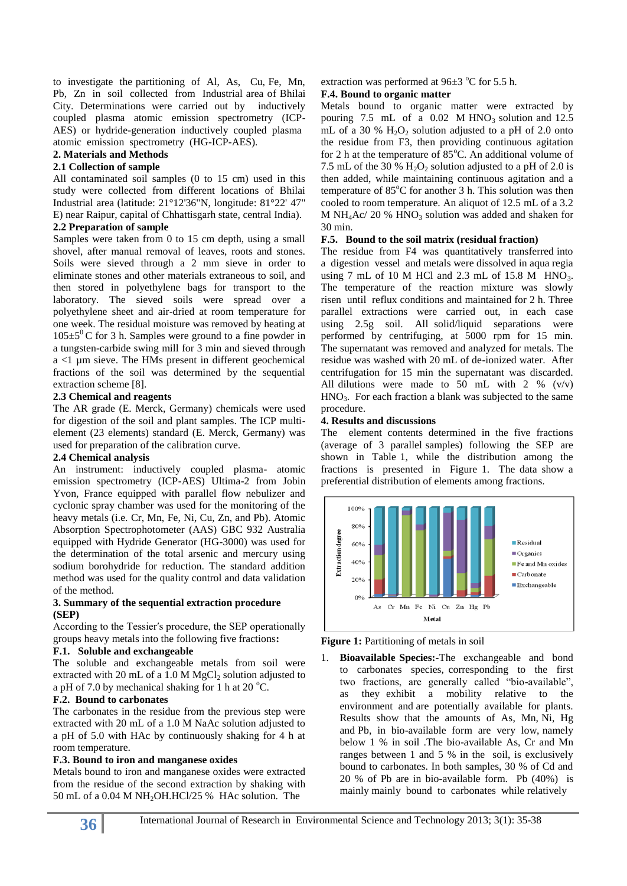to investigate the partitioning of Al, As, Cu, Fe, Mn, Pb, Zn in soil collected from Industrial area of Bhilai City. Determinations were carried out by inductively coupled plasma atomic emission spectrometry (ICP-AES) or hydride-generation inductively coupled plasma atomic emission spectrometry (HG-ICP-AES).

## 2. Materials and Methods

### 2.1 Collection of sample

All contaminated soil samples (0 to 15 cm) used in this study were collected from different locations of Bhilai Industrial area (latitude: 21°12'36"N, longitude: 81°22' 47" E) near Raipur, capital of Chhattisgarh state, central India).

### 2.2 Preparation of sample

Samples were taken from 0 to 15 cm depth, using a small shovel, after manual removal of leaves, roots and stones. Soils were sieved through a 2 mm sieve in order to eliminate stones and other materials extraneous to soil, and then stored in polyethylene bags for transport to the laboratory. The sieved soils were spread over a polyethylene sheet and air-dried at room temperature for one week. The residual moisture was removed by heating at $105\pm5^0$ C for 3 h. Samples were ground to a fine powder in a tungsten-carbide swing mill for 3 min and sieved through a <1 µm sieve. The HMs present in different geochemical fractions of the soil was determined by the sequential extraction scheme [8].

### 2.3 Chemical and reagents

The AR grade (E. Merck, Germany) chemicals were used for digestion of the soil and plant samples. The ICP multi-element (23 elements) standard (E. Merck, Germany) was used for preparation of the calibration curve.

### 2.4 Chemical analysis

An instrument: inductively coupled plasma- atomic emission spectrometry (ICP-AES) Ultima-2 from Jobin Yvon, France equipped with parallel flow nebulizer and cyclonic spray chamber was used for the monitoring of the heavy metals (i.e. Cr, Mn, Fe, Ni, Cu, Zn, and Pb). Atomic Absorption Spectrophotometer (AAS) GBC 932 Australia equipped with Hydride Generator (HG-3000) was used for the determination of the total arsenic and mercury using sodium borohydride for reduction. The standard addition method was used for the quality control and data validation of the method.

## 3. Summary of the sequential extraction procedure (SEP)

According to the Tessier′s procedure, the SEP operationally groups heavy metals into the following five fractions**:**

### F.1. Soluble and exchangeable

The soluble and exchangeable metals from soil were extracted with 20 mL of a 1.0 M $MgCl_2$ solution adjusted to a pH of 7.0 by mechanical shaking for 1 h at 20 °C.

### F.2. Bound to carbonates

The carbonates in the residue from the previous step were extracted with 20 mL of a 1.0 M NaAc solution adjusted to a pH of 5.0 with HAc by continuously shaking for 4 h at room temperature.

### F.3. Bound to iron and manganese oxides

Metals bound to iron and manganese oxides were extracted from the residue of the second extraction by shaking with 50 mL of a 0.04 M $NH_2OH.HCl$/25 % HAc solution. The extraction was performed at 96±3 °C for 5.5 h.

### F.4. Bound to organic matter

Metals bound to organic matter were extracted by pouring 7.5 mL of a 0.02 M $HNO_3$ solution and 12.5 mL of a 30 % $H_2O_2$ solution adjusted to a pH of 2.0 onto the residue from F3, then providing continuous agitation for 2 h at the temperature of 85°C. An additional volume of 7.5 mL of the 30 % $H_2O_2$ solution adjusted to a pH of 2.0 is then added, while maintaining continuous agitation and a temperature of 85°C for another 3 h. This solution was then cooled to room temperature. An aliquot of 12.5 mL of a 3.2 M $NH_4Ac$/ 20 % $HNO_3$ solution was added and shaken for 30 min.

### F.5. Bound to the soil matrix (residual fraction)

The residue from F4 was quantitatively transferred into a digestion vessel and metals were dissolved in aqua regia using 7 mL of 10 M HCl and 2.3 mL of 15.8 M $HNO_3$. The temperature of the reaction mixture was slowly risen until reflux conditions and maintained for 2 h. Three parallel extractions were carried out, in each case using 2.5g soil. All solid/liquid separations were performed by centrifuging, at 5000 rpm for 15 min. The supernatant was removed and analyzed for metals. The residue was washed with 20 mL of de-ionized water. After centrifugation for 15 min the supernatant was discarded. All dilutions were made to 50 mL with 2 % (v/v) $HNO_3$. For each fraction a blank was subjected to the same procedure.

## 4. Results and discussions

The element contents determined in the five fractions (average of 3 parallel samples) following the SEP are shown in Table 1, while the distribution among the fractions is presented in Figure 1. The data show a preferential distribution of elements among fractions.

**Figure 1:** Partitioning of metals in soil

1. **Bioavailable Species:-**The exchangeable and bond to carbonates species, corresponding to the first two fractions, are generally called "bio-available", as they exhibit a mobility relative to the environment and are potentially available for plants. Results show that the amounts of As, Mn, Ni, Hg and Pb, in bio-available form are very low, namely below 1 % in soil .The bio-available As, Cr and Mn ranges between 1 and 5 % in the soil, is exclusively bound to carbonates. In both samples, 30 % of Cd and 20 % of Pb are in bio-available form. Pb (40%) is mainly mainly bound to carbonates while relatively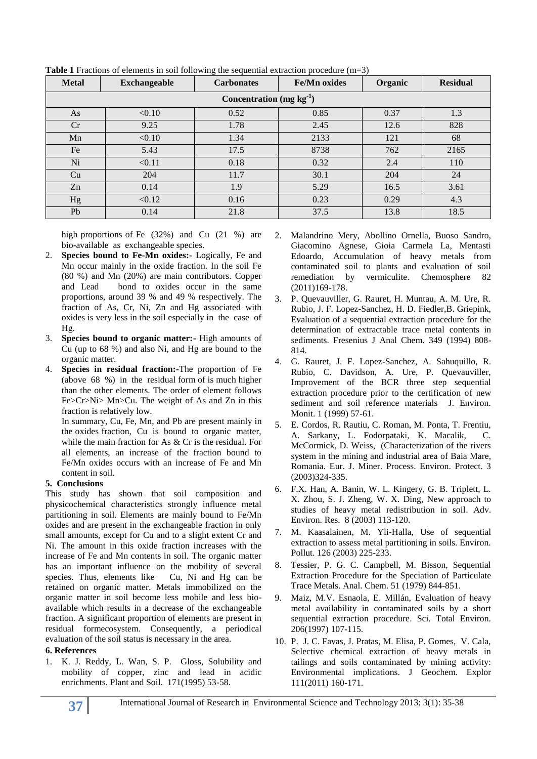**Table 1** Fractions of elements in soil following the sequential extraction procedure (m=3)

| Metal | Exchangeable | Carbonates | Fe/Mn oxides | Organic | Residual |
|---|---|---|---|---|---|
| Concentration (mg $kg^{-1}$) | | | | | |
| As | <0.10 | 0.52 | 0.85 | 0.37 | 1.3 |
| Cr | 9.25 | 1.78 | 2.45 | 12.6 | 828 |
| Mn | <0.10 | 1.34 | 2133 | 121 | 68 |
| Fe | 5.43 | 17.5 | 8738 | 762 | 2165 |
| Ni | <0.11 | 0.18 | 0.32 | 2.4 | 110 |
| Cu | 204 | 11.7 | 30.1 | 204 | 24 |
| Zn | 0.14 | 1.9 | 5.29 | 16.5 | 3.61 |
| Hg | <0.12 | 0.16 | 0.23 | 0.29 | 4.3 |
| Pb | 0.14 | 21.8 | 37.5 | 13.8 | 18.5 |

high proportions of Fe (32%) and Cu (21 %) are bio-available as exchangeable species.

2. **Species bound to Fe-Mn oxides:-** Logically, Fe and Mn occur mainly in the oxide fraction. In the soil Fe (80 %) and Mn (20%) are main contributors. Copper and Lead bond to oxides occur in the same proportions, around 39 % and 49 % respectively. The fraction of As, Cr, Ni, Zn and Hg associated with oxides is very less in the soil especially in the case of Hg.
3. **Species bound to organic matter:-** High amounts of Cu (up to 68 %) and also Ni, and Hg are bound to the organic matter.
4. **Species in residual fraction:-**The proportion of Fe (above 68 %) in the residual form of is much higher than the other elements. The order of element follows Fe>Cr>Ni> Mn>Cu. The weight of As and Zn in this fraction is relatively low.

   In summary, Cu, Fe, Mn, and Pb are present mainly in the oxides fraction, Cu is bound to organic matter, while the main fraction for As & Cr is the residual. For all elements, an increase of the fraction bound to Fe/Mn oxides occurs with an increase of Fe and Mn content in soil.

## 5. Conclusions

This study has shown that soil composition and physicochemical characteristics strongly influence metal partitioning in soil. Elements are mainly bound to Fe/Mn oxides and are present in the exchangeable fraction in only small amounts, except for Cu and to a slight extent Cr and Ni. The amount in this oxide fraction increases with the increase of Fe and Mn contents in soil. The organic matter has an important influence on the mobility of several species. Thus, elements like Cu, Ni and Hg can be retained on organic matter. Metals immobilized on the organic matter in soil become less mobile and less bio-available which results in a decrease of the exchangeable fraction. A significant proportion of elements are present in residual formecosystem. Consequently, a periodical evaluation of the soil status is necessary in the area.

## 6. References

1. K. J. Reddy, L. Wan, S. P. Gloss, Solubility and mobility of copper, zinc and lead in acidic enrichments. Plant and Soil. 171(1995) 53-58.
2. Malandrino Mery, Abollino Ornella, Buoso Sandro, Giacomino Agnese, Gioia Carmela La, Mentasti Edoardo, Accumulation of heavy metals from contaminated soil to plants and evaluation of soil remediation by vermiculite. Chemosphere 82 (2011)169-178.
3. P. Quevauviller, G. Rauret, H. Muntau, A. M. Ure, R. Rubio, J. F. Lopez-Sanchez, H. D. Fiedler,B. Griepink, Evaluation of a sequential extraction procedure for the determination of extractable trace metal contents in sediments. Fresenius J Anal Chem. 349 (1994) 808-814.
4. G. Rauret, J. F. Lopez-Sanchez, A. Sahuquillo, R. Rubio, C. Davidson, A. Ure, P. Quevauviller, Improvement of the BCR three step sequential extraction procedure prior to the certification of new sediment and soil reference materials J. Environ. Monit. 1 (1999) 57-61.
5. E. Cordos, R. Rautiu, C. Roman, M. Ponta, T. Frentiu, A. Sarkany, L. Fodorpataki, K. Macalik, C. McCormick, D. Weiss, (Characterization of the rivers system in the mining and industrial area of Baia Mare, Romania. Eur. J. Miner. Process. Environ. Protect. 3 (2003)324-335.
6. F.X. Han, A. Banin, W. L. Kingery, G. B. Triplett, L. X. Zhou, S. J. Zheng, W. X. Ding, New approach to studies of heavy metal redistribution in soil. Adv. Environ. Res. 8 (2003) 113-120.
7. M. Kaasalainen, M. Yli-Halla, Use of sequential extraction to assess metal partitioning in soils. Environ. Pollut. 126 (2003) 225-233.
8. Tessier, P. G. C. Campbell, M. Bisson, Sequential Extraction Procedure for the Speciation of Particulate Trace Metals. Anal. Chem. 51 (1979) 844-851.
9. Maiz, M.V. Esnaola, E. Millán, Evaluation of heavy metal availability in contaminated soils by a short sequential extraction procedure. Sci. Total Environ. 206(1997) 107-115.
10. P. J. C. Favas, J. Pratas, M. Elisa, P. Gomes, V. Cala, Selective chemical extraction of heavy metals in tailings and soils contaminated by mining activity: Environmental implications. J Geochem. Explor 111(2011) 160-171.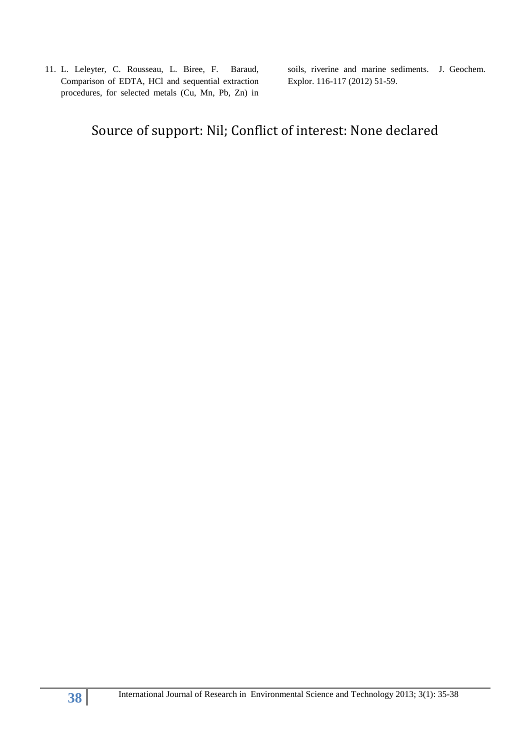11. L. Leleyter, C. Rousseau, L. Biree, F. Baraud, Comparison of EDTA, HCl and sequential extraction procedures, for selected metals (Cu, Mn, Pb, Zn) in soils, riverine and marine sediments. J. Geochem. Explor. 116-117 (2012) 51-59.

Source of support: Nil; Conflict of interest: None declared